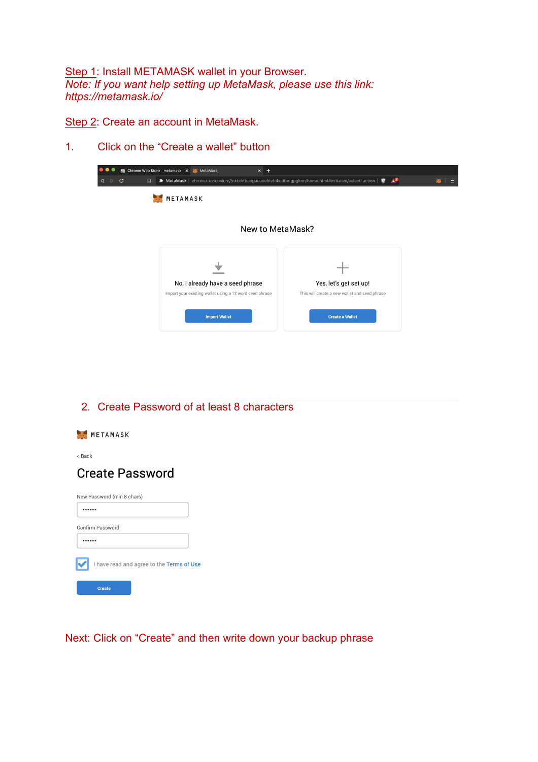Step 1: Install METAMASK wallet in your Browser.
*Note: If you want help setting up MetaMask, please use this link: https://metamask.io/*

Step 2: Create an account in MetaMask.

1. Click on the “Create a wallet” button

METAMASK

New to MetaMask?

No, I already have a seed phrase

Import your existing wallet using a 12 word seed phrase

Import Wallet

Yes, let's get set up!

This will create a new wallet and seed phrase

Create a Wallet

2. Create Password of at least 8 characters

METAMASK

< Back

Create Password

New Password (min 8 chars)

Confirm Password

I have read and agree to the Terms of Use

Create

Next: Click on “Create” and then write down your backup phrase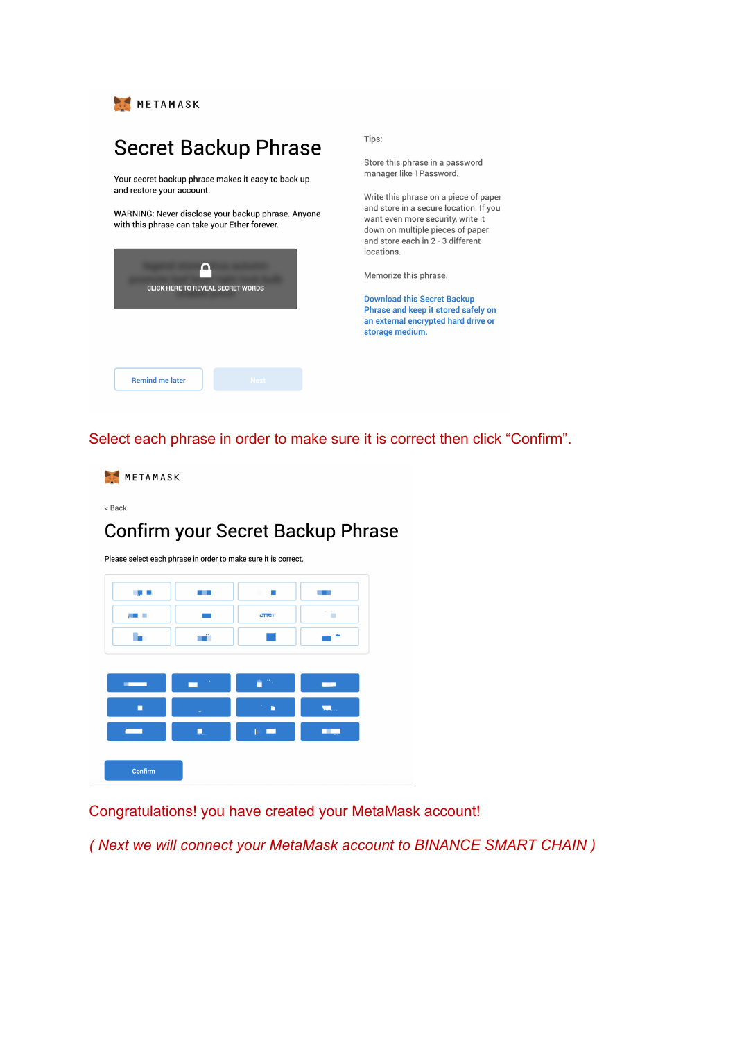METAMASK

# Secret Backup Phrase

Your secret backup phrase makes it easy to back up and restore your account.

WARNING: Never disclose your backup phrase. Anyone with this phrase can take your Ether forever.

CLICK HERE TO REVEAL SECRET WORDS

Tips:

Store this phrase in a password manager like 1Password.

Write this phrase on a piece of paper and store in a secure location. If you want even more security, write it down on multiple pieces of paper and store each in 2 - 3 different locations.

Memorize this phrase.

Download this Secret Backup Phrase and keep it stored safely on an external encrypted hard drive or storage medium.

Remind me later | Next

Select each phrase in order to make sure it is correct then click "Confirm".

METAMASK

< Back

# Confirm your Secret Backup Phrase

Please select each phrase in order to make sure it is correct.

Confirm

Congratulations! you have created your MetaMask account!

*( Next we will connect your MetaMask account to BINANCE SMART CHAIN )*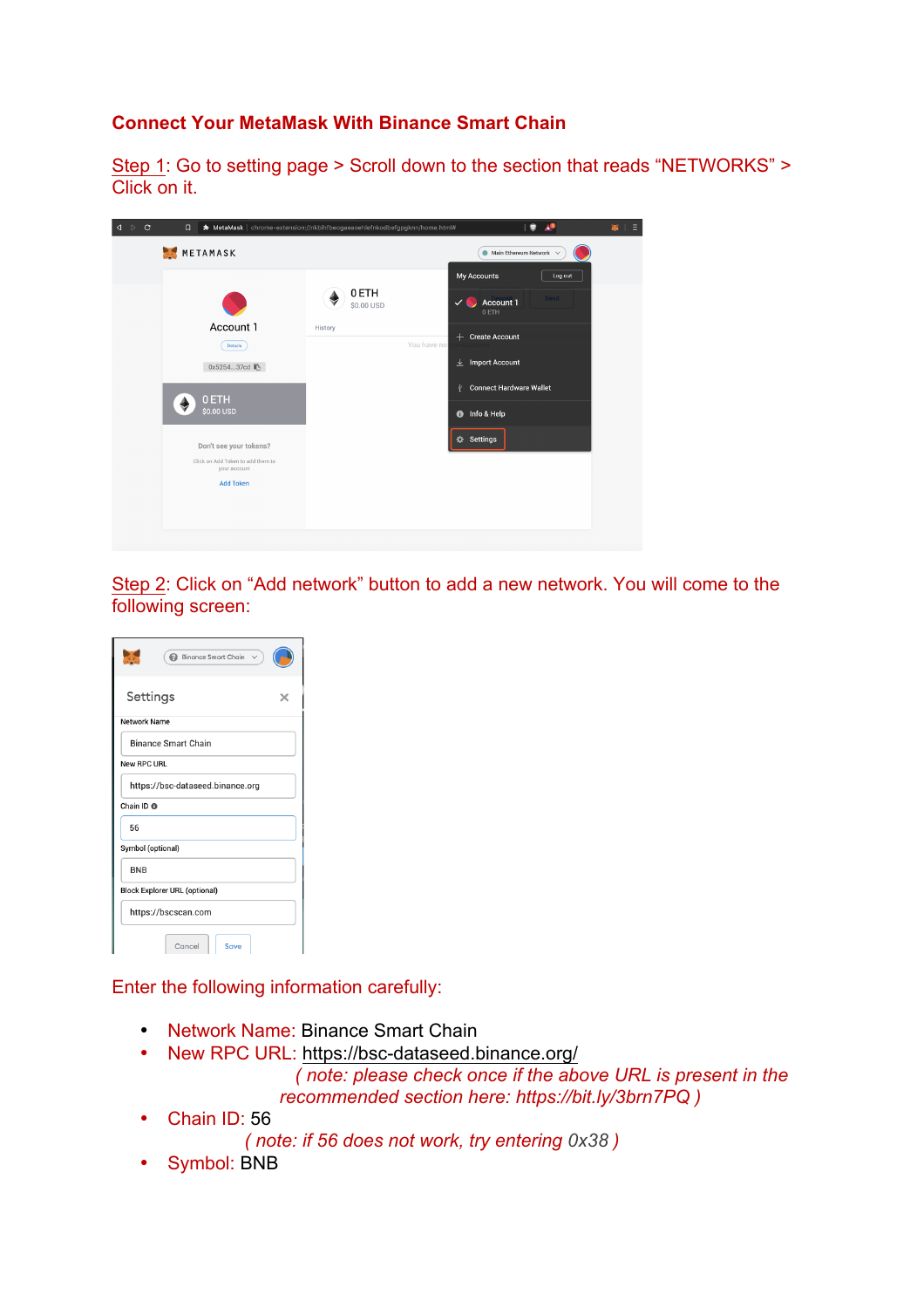## Connect Your MetaMask With Binance Smart Chain

Step 1: Go to setting page > Scroll down to the section that reads "NETWORKS" > Click on it.

Step 2: Click on "Add network" button to add a new network. You will come to the following screen:

Enter the following information carefully:

- Network Name: Binance Smart Chain
- New RPC URL: https://bsc-dataseed.binance.org/

  *( note: please check once if the above URL is present in the recommended section here: https://bit.ly/3brn7PQ )*
- Chain ID: 56

  *( note: if 56 does not work, try entering 0x38 )*
- Symbol: BNB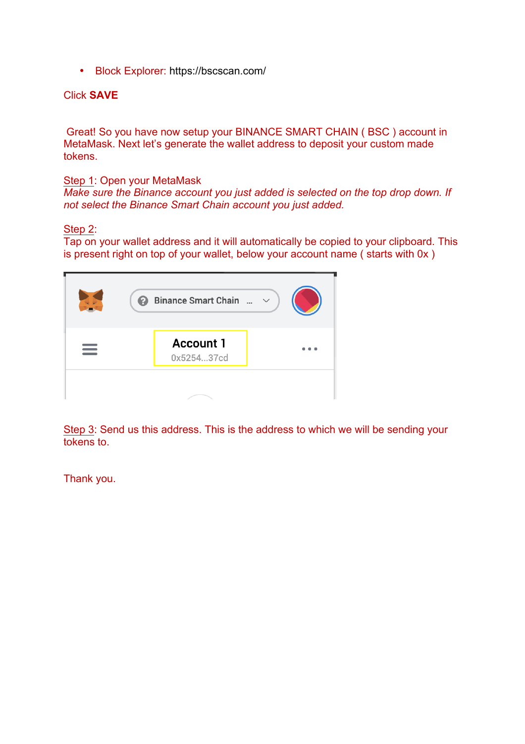- Block Explorer: https://bscscan.com/

Click **SAVE**

Great! So you have now setup your BINANCE SMART CHAIN ( BSC ) account in MetaMask. Next let's generate the wallet address to deposit your custom made tokens.

Step 1: Open your MetaMask
*Make sure the Binance account you just added is selected on the top drop down. If not select the Binance Smart Chain account you just added.*

Step 2:
Tap on your wallet address and it will automatically be copied to your clipboard. This is present right on top of your wallet, below your account name ( starts with 0x )

Step 3: Send us this address. This is the address to which we will be sending your tokens to.

Thank you.